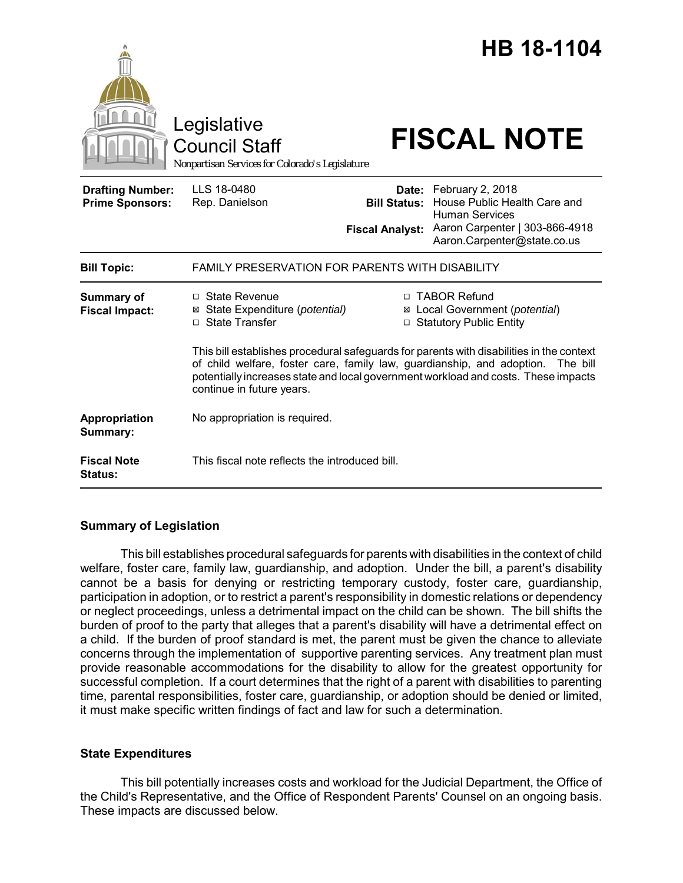# HB 18-1104

Legislative Council Staff

*Nonpartisan Services for Colorado's Legislature*

# FISCAL NOTE

| | | | |
|---|---|---|---|
| **Drafting Number:** | LLS 18-0480 | **Date:** | February 2, 2018 |
| **Prime Sponsors:** | Rep. Danielson | **Bill Status:** | House Public Health Care and Human Services |
| | | **Fiscal Analyst:** | Aaron Carpenter \| 303-866-4918 Aaron.Carpenter@state.co.us |

| | |
|---|---|
| **Bill Topic:** | FAMILY PRESERVATION FOR PARENTS WITH DISABILITY |
| **Summary of Fiscal Impact:** | ☐ State Revenue<br>☒ State Expenditure (*potential*)<br>☐ State Transfer<br>☐ TABOR Refund<br>☒ Local Government (*potential*)<br>☐ Statutory Public Entity<br><br>This bill establishes procedural safeguards for parents with disabilities in the context of child welfare, foster care, family law, guardianship, and adoption. The bill potentially increases state and local government workload and costs. These impacts continue in future years. |
| **Appropriation Summary:** | No appropriation is required. |
| **Fiscal Note Status:** | This fiscal note reflects the introduced bill. |

## Summary of Legislation

This bill establishes procedural safeguards for parents with disabilities in the context of child welfare, foster care, family law, guardianship, and adoption. Under the bill, a parent's disability cannot be a basis for denying or restricting temporary custody, foster care, guardianship, participation in adoption, or to restrict a parent's responsibility in domestic relations or dependency or neglect proceedings, unless a detrimental impact on the child can be shown. The bill shifts the burden of proof to the party that alleges that a parent's disability will have a detrimental effect on a child. If the burden of proof standard is met, the parent must be given the chance to alleviate concerns through the implementation of supportive parenting services. Any treatment plan must provide reasonable accommodations for the disability to allow for the greatest opportunity for successful completion. If a court determines that the right of a parent with disabilities to parenting time, parental responsibilities, foster care, guardianship, or adoption should be denied or limited, it must make specific written findings of fact and law for such a determination.

## State Expenditures

This bill potentially increases costs and workload for the Judicial Department, the Office of the Child's Representative, and the Office of Respondent Parents' Counsel on an ongoing basis. These impacts are discussed below.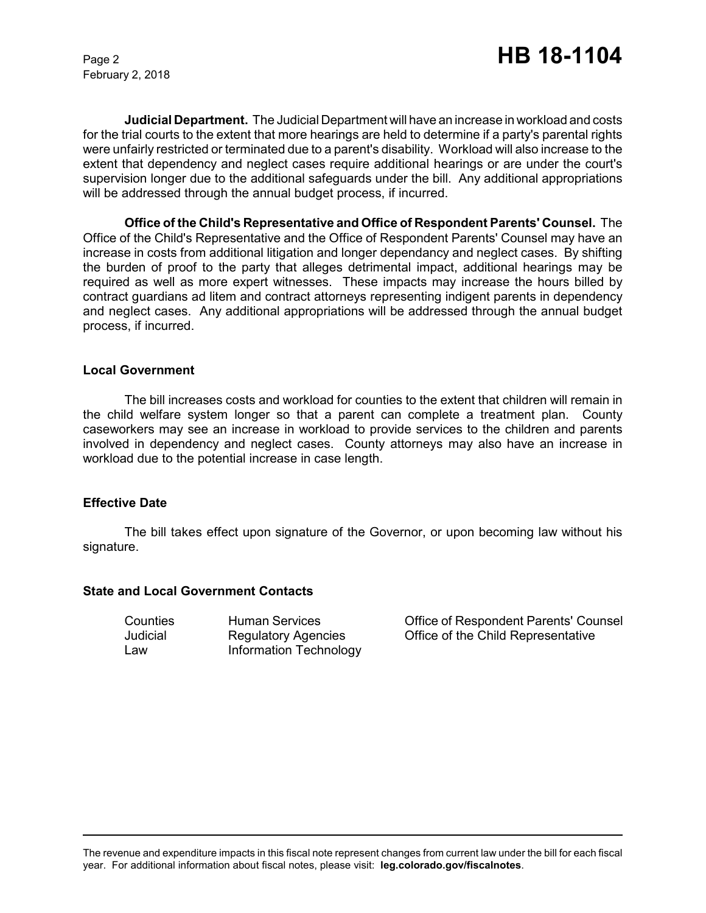**Judicial Department.** The Judicial Department will have an increase in workload and costs for the trial courts to the extent that more hearings are held to determine if a party's parental rights were unfairly restricted or terminated due to a parent's disability. Workload will also increase to the extent that dependency and neglect cases require additional hearings or are under the court's supervision longer due to the additional safeguards under the bill. Any additional appropriations will be addressed through the annual budget process, if incurred.

**Office of the Child's Representative and Office of Respondent Parents' Counsel.** The Office of the Child's Representative and the Office of Respondent Parents' Counsel may have an increase in costs from additional litigation and longer dependancy and neglect cases. By shifting the burden of proof to the party that alleges detrimental impact, additional hearings may be required as well as more expert witnesses. These impacts may increase the hours billed by contract guardians ad litem and contract attorneys representing indigent parents in dependency and neglect cases. Any additional appropriations will be addressed through the annual budget process, if incurred.

## Local Government

The bill increases costs and workload for counties to the extent that children will remain in the child welfare system longer so that a parent can complete a treatment plan. County caseworkers may see an increase in workload to provide services to the children and parents involved in dependency and neglect cases. County attorneys may also have an increase in workload due to the potential increase in case length.

## Effective Date

The bill takes effect upon signature of the Governor, or upon becoming law without his signature.

## State and Local Government Contacts

| | | |
|---|---|---|
| Counties | Human Services | Office of Respondent Parents' Counsel |
| Judicial | Regulatory Agencies | Office of the Child Representative |
| Law | Information Technology | |

The revenue and expenditure impacts in this fiscal note represent changes from current law under the bill for each fiscal year. For additional information about fiscal notes, please visit: **leg.colorado.gov/fiscalnotes**.